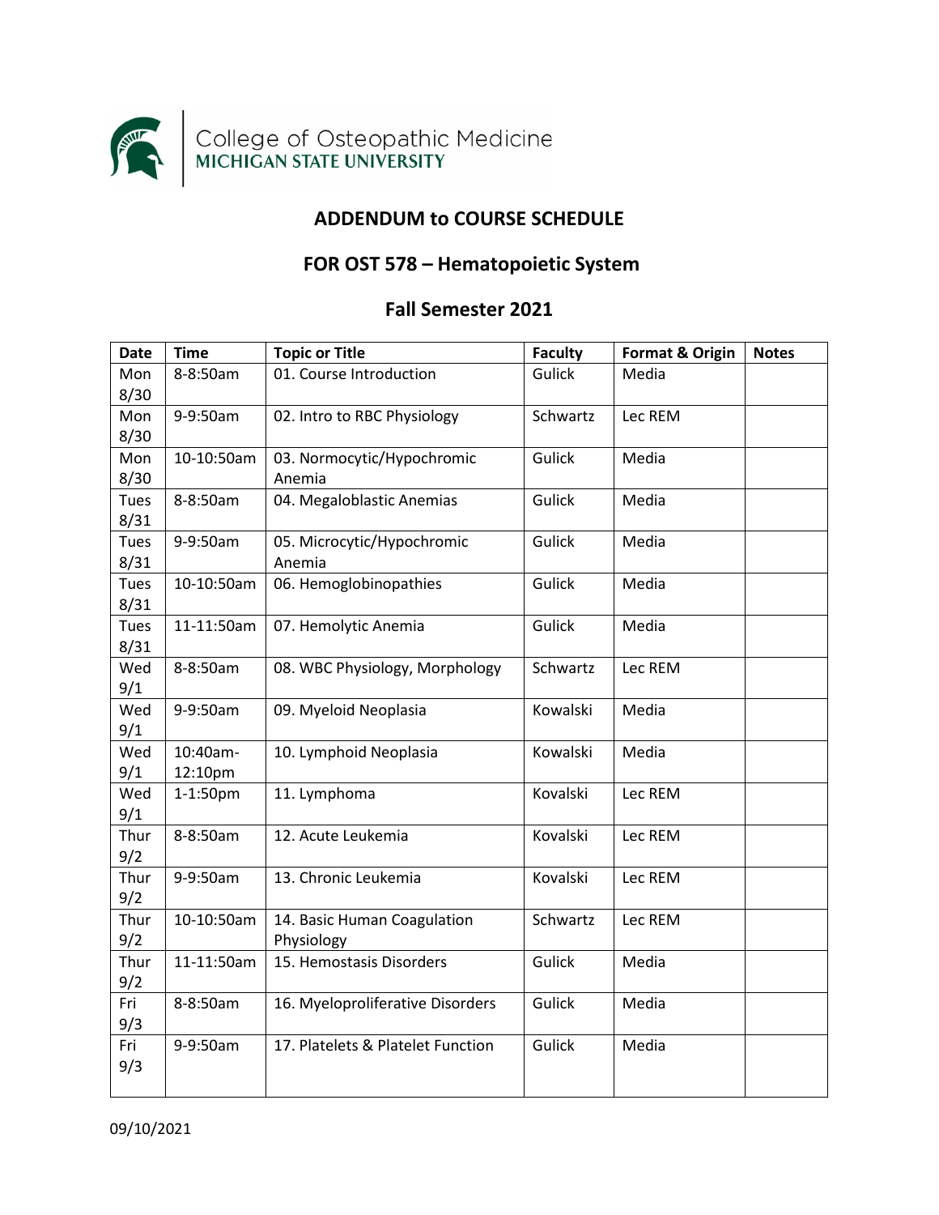College of Osteopathic Medicine
MICHIGAN STATE UNIVERSITY

## ADDENDUM to COURSE SCHEDULE

## FOR OST 578 – Hematopoietic System

## Fall Semester 2021

| Date | Time | Topic or Title | Faculty | Format & Origin | Notes |
|---|---|---|---|---|---|
| Mon 8/30 | 8-8:50am | 01. Course Introduction | Gulick | Media | |
| Mon 8/30 | 9-9:50am | 02. Intro to RBC Physiology | Schwartz | Lec REM | |
| Mon 8/30 | 10-10:50am | 03. Normocytic/Hypochromic Anemia | Gulick | Media | |
| Tues 8/31 | 8-8:50am | 04. Megaloblastic Anemias | Gulick | Media | |
| Tues 8/31 | 9-9:50am | 05. Microcytic/Hypochromic Anemia | Gulick | Media | |
| Tues 8/31 | 10-10:50am | 06. Hemoglobinopathies | Gulick | Media | |
| Tues 8/31 | 11-11:50am | 07. Hemolytic Anemia | Gulick | Media | |
| Wed 9/1 | 8-8:50am | 08. WBC Physiology, Morphology | Schwartz | Lec REM | |
| Wed 9/1 | 9-9:50am | 09. Myeloid Neoplasia | Kowalski | Media | |
| Wed 9/1 | 10:40am-12:10pm | 10. Lymphoid Neoplasia | Kowalski | Media | |
| Wed 9/1 | 1-1:50pm | 11. Lymphoma | Kovalski | Lec REM | |
| Thur 9/2 | 8-8:50am | 12. Acute Leukemia | Kovalski | Lec REM | |
| Thur 9/2 | 9-9:50am | 13. Chronic Leukemia | Kovalski | Lec REM | |
| Thur 9/2 | 10-10:50am | 14. Basic Human Coagulation Physiology | Schwartz | Lec REM | |
| Thur 9/2 | 11-11:50am | 15. Hemostasis Disorders | Gulick | Media | |
| Fri 9/3 | 8-8:50am | 16. Myeloproliferative Disorders | Gulick | Media | |
| Fri 9/3 | 9-9:50am | 17. Platelets & Platelet Function | Gulick | Media | |

09/10/2021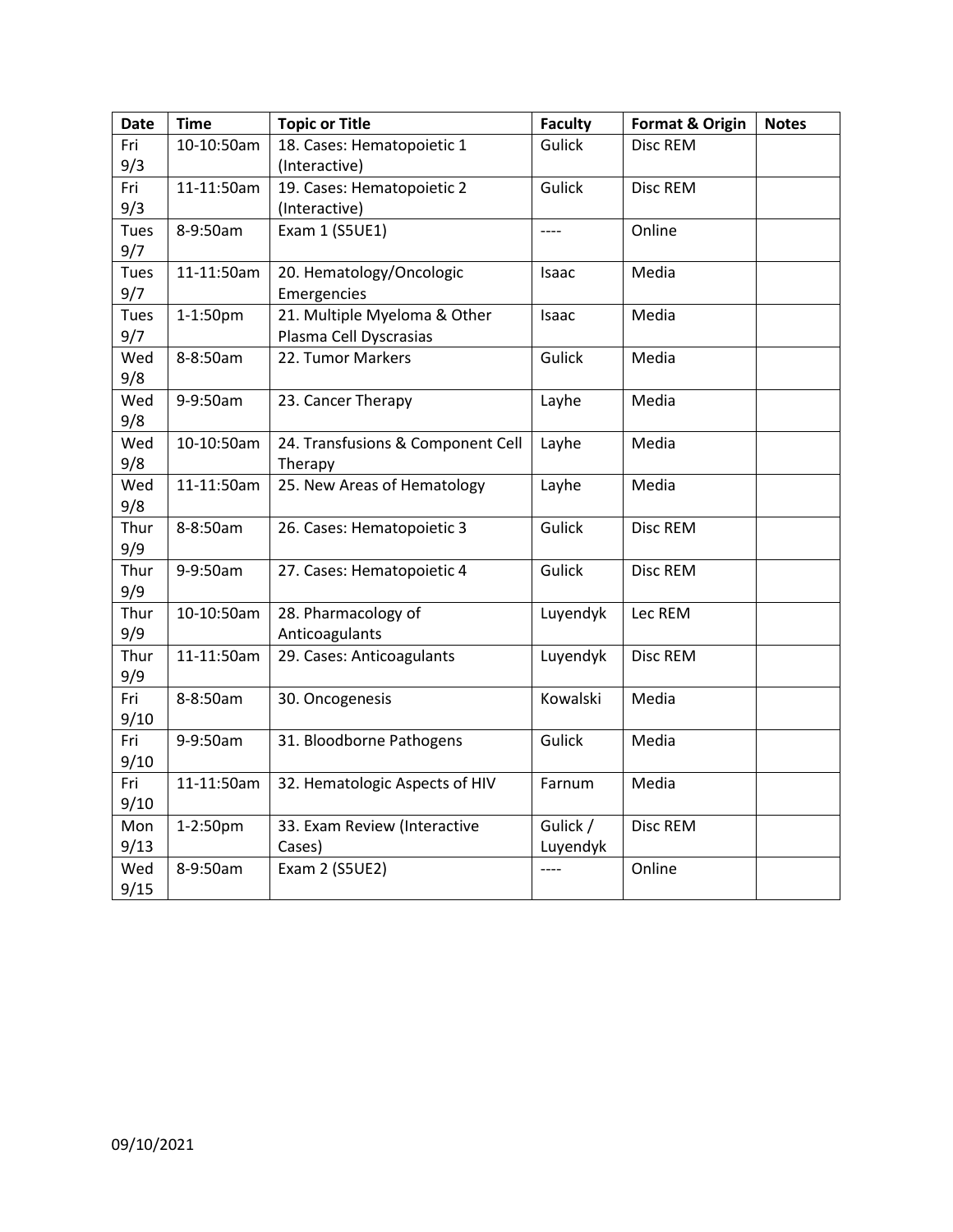| Date | Time | Topic or Title | Faculty | Format & Origin | Notes |
|---|---|---|---|---|---|
| Fri 9/3 | 10-10:50am | 18. Cases: Hematopoietic 1 (Interactive) | Gulick | Disc REM | |
| Fri 9/3 | 11-11:50am | 19. Cases: Hematopoietic 2 (Interactive) | Gulick | Disc REM | |
| Tues 9/7 | 8-9:50am | Exam 1 (S5UE1) | ---- | Online | |
| Tues 9/7 | 11-11:50am | 20. Hematology/Oncologic Emergencies | Isaac | Media | |
| Tues 9/7 | 1-1:50pm | 21. Multiple Myeloma & Other Plasma Cell Dyscrasias | Isaac | Media | |
| Wed 9/8 | 8-8:50am | 22. Tumor Markers | Gulick | Media | |
| Wed 9/8 | 9-9:50am | 23. Cancer Therapy | Layhe | Media | |
| Wed 9/8 | 10-10:50am | 24. Transfusions & Component Cell Therapy | Layhe | Media | |
| Wed 9/8 | 11-11:50am | 25. New Areas of Hematology | Layhe | Media | |
| Thur 9/9 | 8-8:50am | 26. Cases: Hematopoietic 3 | Gulick | Disc REM | |
| Thur 9/9 | 9-9:50am | 27. Cases: Hematopoietic 4 | Gulick | Disc REM | |
| Thur 9/9 | 10-10:50am | 28. Pharmacology of Anticoagulants | Luyendyk | Lec REM | |
| Thur 9/9 | 11-11:50am | 29. Cases: Anticoagulants | Luyendyk | Disc REM | |
| Fri 9/10 | 8-8:50am | 30. Oncogenesis | Kowalski | Media | |
| Fri 9/10 | 9-9:50am | 31. Bloodborne Pathogens | Gulick | Media | |
| Fri 9/10 | 11-11:50am | 32. Hematologic Aspects of HIV | Farnum | Media | |
| Mon 9/13 | 1-2:50pm | 33. Exam Review (Interactive Cases) | Gulick / Luyendyk | Disc REM | |
| Wed 9/15 | 8-9:50am | Exam 2 (S5UE2) | ---- | Online | |

09/10/2021